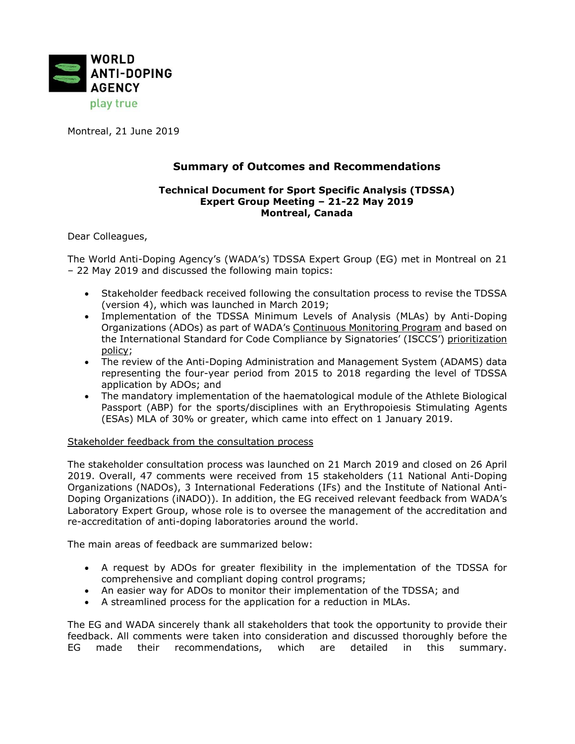WORLD ANTI-DOPING AGENCY

play true

Montreal, 21 June 2019

## Summary of Outcomes and Recommendations

### Technical Document for Sport Specific Analysis (TDSSA) Expert Group Meeting – 21-22 May 2019 Montreal, Canada

Dear Colleagues,

The World Anti-Doping Agency's (WADA's) TDSSA Expert Group (EG) met in Montreal on 21 – 22 May 2019 and discussed the following main topics:

- Stakeholder feedback received following the consultation process to revise the TDSSA (version 4), which was launched in March 2019;
- Implementation of the TDSSA Minimum Levels of Analysis (MLAs) by Anti-Doping Organizations (ADOs) as part of WADA's Continuous Monitoring Program and based on the International Standard for Code Compliance by Signatories' (ISCCS') prioritization policy;
- The review of the Anti-Doping Administration and Management System (ADAMS) data representing the four-year period from 2015 to 2018 regarding the level of TDSSA application by ADOs; and
- The mandatory implementation of the haematological module of the Athlete Biological Passport (ABP) for the sports/disciplines with an Erythropoiesis Stimulating Agents (ESAs) MLA of 30% or greater, which came into effect on 1 January 2019.

Stakeholder feedback from the consultation process

The stakeholder consultation process was launched on 21 March 2019 and closed on 26 April 2019. Overall, 47 comments were received from 15 stakeholders (11 National Anti-Doping Organizations (NADOs), 3 International Federations (IFs) and the Institute of National Anti-Doping Organizations (iNADO)). In addition, the EG received relevant feedback from WADA's Laboratory Expert Group, whose role is to oversee the management of the accreditation and re-accreditation of anti-doping laboratories around the world.

The main areas of feedback are summarized below:

- A request by ADOs for greater flexibility in the implementation of the TDSSA for comprehensive and compliant doping control programs;
- An easier way for ADOs to monitor their implementation of the TDSSA; and
- A streamlined process for the application for a reduction in MLAs.

The EG and WADA sincerely thank all stakeholders that took the opportunity to provide their feedback. All comments were taken into consideration and discussed thoroughly before the EG made their recommendations, which are detailed in this summary.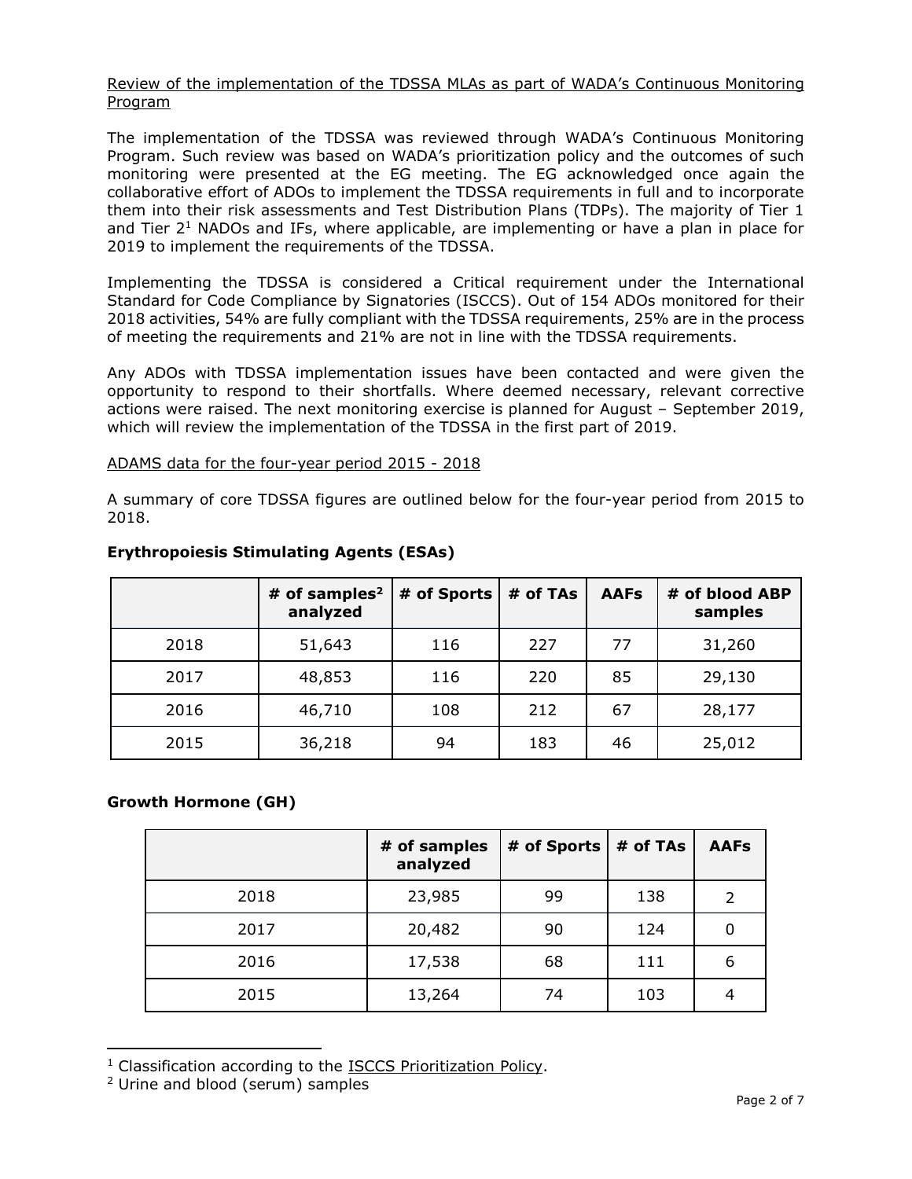Review of the implementation of the TDSSA MLAs as part of WADA's Continuous Monitoring Program

The implementation of the TDSSA was reviewed through WADA's Continuous Monitoring Program. Such review was based on WADA's prioritization policy and the outcomes of such monitoring were presented at the EG meeting. The EG acknowledged once again the collaborative effort of ADOs to implement the TDSSA requirements in full and to incorporate them into their risk assessments and Test Distribution Plans (TDPs). The majority of Tier 1 and Tier 2[1] NADOs and IFs, where applicable, are implementing or have a plan in place for 2019 to implement the requirements of the TDSSA.

Implementing the TDSSA is considered a Critical requirement under the International Standard for Code Compliance by Signatories (ISCCS). Out of 154 ADOs monitored for their 2018 activities, 54% are fully compliant with the TDSSA requirements, 25% are in the process of meeting the requirements and 21% are not in line with the TDSSA requirements.

Any ADOs with TDSSA implementation issues have been contacted and were given the opportunity to respond to their shortfalls. Where deemed necessary, relevant corrective actions were raised. The next monitoring exercise is planned for August – September 2019, which will review the implementation of the TDSSA in the first part of 2019.

ADAMS data for the four-year period 2015 - 2018

A summary of core TDSSA figures are outlined below for the four-year period from 2015 to 2018.

**Erythropoiesis Stimulating Agents (ESAs)**

| | # of samples[2] analyzed | # of Sports | # of TAs | AAFs | # of blood ABP samples |
|---|---|---|---|---|---|
| 2018 | 51,643 | 116 | 227 | 77 | 31,260 |
| 2017 | 48,853 | 116 | 220 | 85 | 29,130 |
| 2016 | 46,710 | 108 | 212 | 67 | 28,177 |
| 2015 | 36,218 | 94 | 183 | 46 | 25,012 |

**Growth Hormone (GH)**

| | # of samples analyzed | # of Sports | # of TAs | AAFs |
|---|---|---|---|---|
| 2018 | 23,985 | 99 | 138 | 2 |
| 2017 | 20,482 | 90 | 124 | 0 |
| 2016 | 17,538 | 68 | 111 | 6 |
| 2015 | 13,264 | 74 | 103 | 4 |

[1] Classification according to the ISCCS Prioritization Policy.

[2] Urine and blood (serum) samples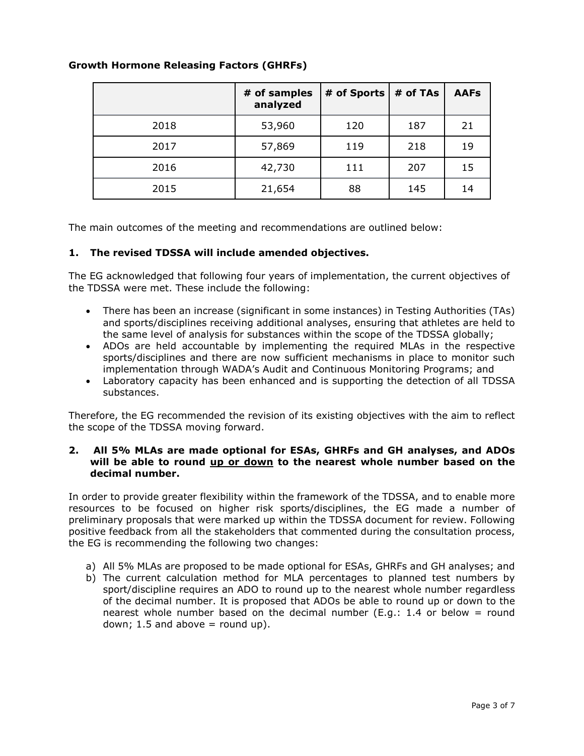**Growth Hormone Releasing Factors (GHRFs)**

| | # of samples analyzed | # of Sports | # of TAs | AAFs |
|---|---|---|---|---|
| 2018 | 53,960 | 120 | 187 | 21 |
| 2017 | 57,869 | 119 | 218 | 19 |
| 2016 | 42,730 | 111 | 207 | 15 |
| 2015 | 21,654 | 88 | 145 | 14 |

The main outcomes of the meeting and recommendations are outlined below:

**1. The revised TDSSA will include amended objectives.**

The EG acknowledged that following four years of implementation, the current objectives of the TDSSA were met. These include the following:

- There has been an increase (significant in some instances) in Testing Authorities (TAs) and sports/disciplines receiving additional analyses, ensuring that athletes are held to the same level of analysis for substances within the scope of the TDSSA globally;
- ADOs are held accountable by implementing the required MLAs in the respective sports/disciplines and there are now sufficient mechanisms in place to monitor such implementation through WADA's Audit and Continuous Monitoring Programs; and
- Laboratory capacity has been enhanced and is supporting the detection of all TDSSA substances.

Therefore, the EG recommended the revision of its existing objectives with the aim to reflect the scope of the TDSSA moving forward.

**2. All 5% MLAs are made optional for ESAs, GHRFs and GH analyses, and ADOs will be able to round <u>up or down</u> to the nearest whole number based on the decimal number.**

In order to provide greater flexibility within the framework of the TDSSA, and to enable more resources to be focused on higher risk sports/disciplines, the EG made a number of preliminary proposals that were marked up within the TDSSA document for review. Following positive feedback from all the stakeholders that commented during the consultation process, the EG is recommending the following two changes:

a) All 5% MLAs are proposed to be made optional for ESAs, GHRFs and GH analyses; and

b) The current calculation method for MLA percentages to planned test numbers by sport/discipline requires an ADO to round up to the nearest whole number regardless of the decimal number. It is proposed that ADOs be able to round up or down to the nearest whole number based on the decimal number (E.g.: 1.4 or below = round down; 1.5 and above = round up).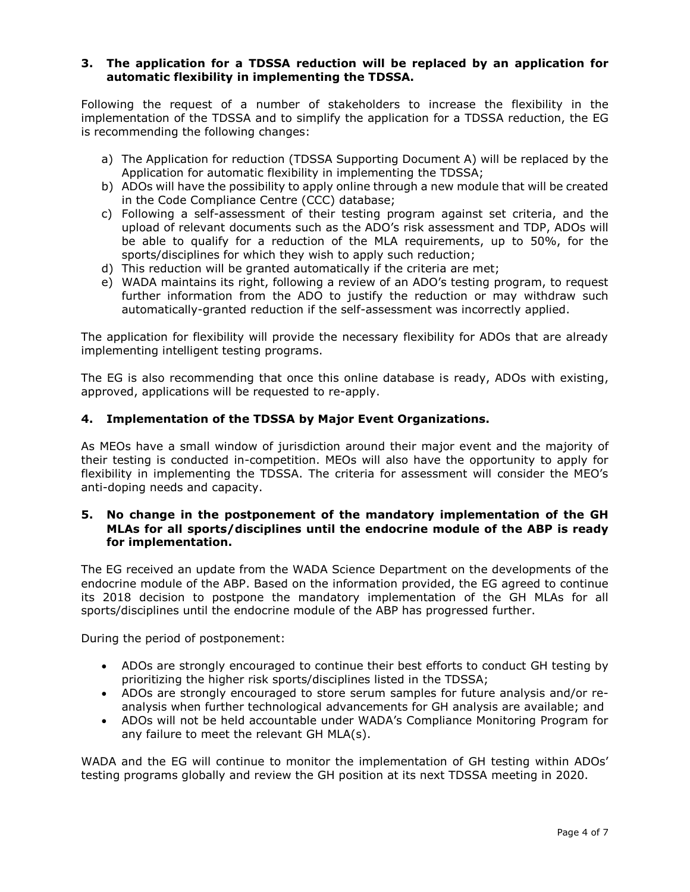### 3. The application for a TDSSA reduction will be replaced by an application for automatic flexibility in implementing the TDSSA.

Following the request of a number of stakeholders to increase the flexibility in the implementation of the TDSSA and to simplify the application for a TDSSA reduction, the EG is recommending the following changes:

a) The Application for reduction (TDSSA Supporting Document A) will be replaced by the Application for automatic flexibility in implementing the TDSSA;
b) ADOs will have the possibility to apply online through a new module that will be created in the Code Compliance Centre (CCC) database;
c) Following a self-assessment of their testing program against set criteria, and the upload of relevant documents such as the ADO's risk assessment and TDP, ADOs will be able to qualify for a reduction of the MLA requirements, up to 50%, for the sports/disciplines for which they wish to apply such reduction;
d) This reduction will be granted automatically if the criteria are met;
e) WADA maintains its right, following a review of an ADO's testing program, to request further information from the ADO to justify the reduction or may withdraw such automatically-granted reduction if the self-assessment was incorrectly applied.

The application for flexibility will provide the necessary flexibility for ADOs that are already implementing intelligent testing programs.

The EG is also recommending that once this online database is ready, ADOs with existing, approved, applications will be requested to re-apply.

### 4. Implementation of the TDSSA by Major Event Organizations.

As MEOs have a small window of jurisdiction around their major event and the majority of their testing is conducted in-competition. MEOs will also have the opportunity to apply for flexibility in implementing the TDSSA. The criteria for assessment will consider the MEO's anti-doping needs and capacity.

### 5. No change in the postponement of the mandatory implementation of the GH MLAs for all sports/disciplines until the endocrine module of the ABP is ready for implementation.

The EG received an update from the WADA Science Department on the developments of the endocrine module of the ABP. Based on the information provided, the EG agreed to continue its 2018 decision to postpone the mandatory implementation of the GH MLAs for all sports/disciplines until the endocrine module of the ABP has progressed further.

During the period of postponement:

- ADOs are strongly encouraged to continue their best efforts to conduct GH testing by prioritizing the higher risk sports/disciplines listed in the TDSSA;
- ADOs are strongly encouraged to store serum samples for future analysis and/or re-analysis when further technological advancements for GH analysis are available; and
- ADOs will not be held accountable under WADA's Compliance Monitoring Program for any failure to meet the relevant GH MLA(s).

WADA and the EG will continue to monitor the implementation of GH testing within ADOs' testing programs globally and review the GH position at its next TDSSA meeting in 2020.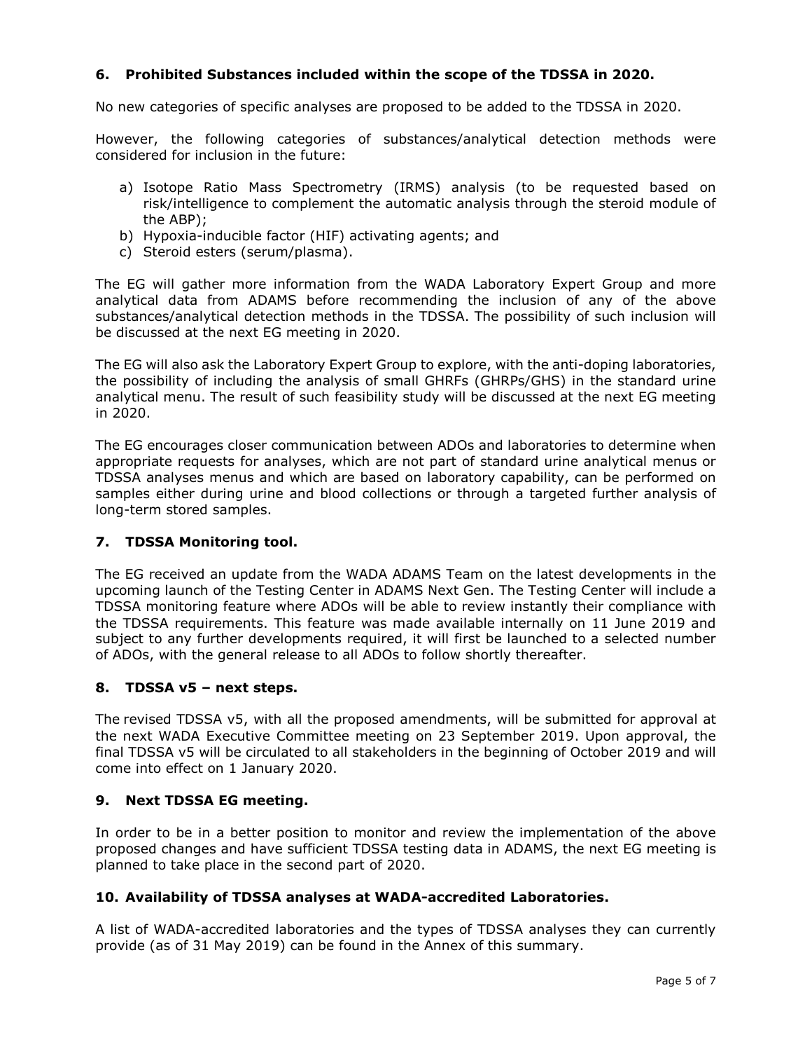### 6. Prohibited Substances included within the scope of the TDSSA in 2020.

No new categories of specific analyses are proposed to be added to the TDSSA in 2020.

However, the following categories of substances/analytical detection methods were considered for inclusion in the future:

a) Isotope Ratio Mass Spectrometry (IRMS) analysis (to be requested based on risk/intelligence to complement the automatic analysis through the steroid module of the ABP);
b) Hypoxia-inducible factor (HIF) activating agents; and
c) Steroid esters (serum/plasma).

The EG will gather more information from the WADA Laboratory Expert Group and more analytical data from ADAMS before recommending the inclusion of any of the above substances/analytical detection methods in the TDSSA. The possibility of such inclusion will be discussed at the next EG meeting in 2020.

The EG will also ask the Laboratory Expert Group to explore, with the anti-doping laboratories, the possibility of including the analysis of small GHRFs (GHRPs/GHS) in the standard urine analytical menu. The result of such feasibility study will be discussed at the next EG meeting in 2020.

The EG encourages closer communication between ADOs and laboratories to determine when appropriate requests for analyses, which are not part of standard urine analytical menus or TDSSA analyses menus and which are based on laboratory capability, can be performed on samples either during urine and blood collections or through a targeted further analysis of long-term stored samples.

### 7. TDSSA Monitoring tool.

The EG received an update from the WADA ADAMS Team on the latest developments in the upcoming launch of the Testing Center in ADAMS Next Gen. The Testing Center will include a TDSSA monitoring feature where ADOs will be able to review instantly their compliance with the TDSSA requirements. This feature was made available internally on 11 June 2019 and subject to any further developments required, it will first be launched to a selected number of ADOs, with the general release to all ADOs to follow shortly thereafter.

### 8. TDSSA v5 – next steps.

The revised TDSSA v5, with all the proposed amendments, will be submitted for approval at the next WADA Executive Committee meeting on 23 September 2019. Upon approval, the final TDSSA v5 will be circulated to all stakeholders in the beginning of October 2019 and will come into effect on 1 January 2020.

### 9. Next TDSSA EG meeting.

In order to be in a better position to monitor and review the implementation of the above proposed changes and have sufficient TDSSA testing data in ADAMS, the next EG meeting is planned to take place in the second part of 2020.

### 10. Availability of TDSSA analyses at WADA-accredited Laboratories.

A list of WADA-accredited laboratories and the types of TDSSA analyses they can currently provide (as of 31 May 2019) can be found in the Annex of this summary.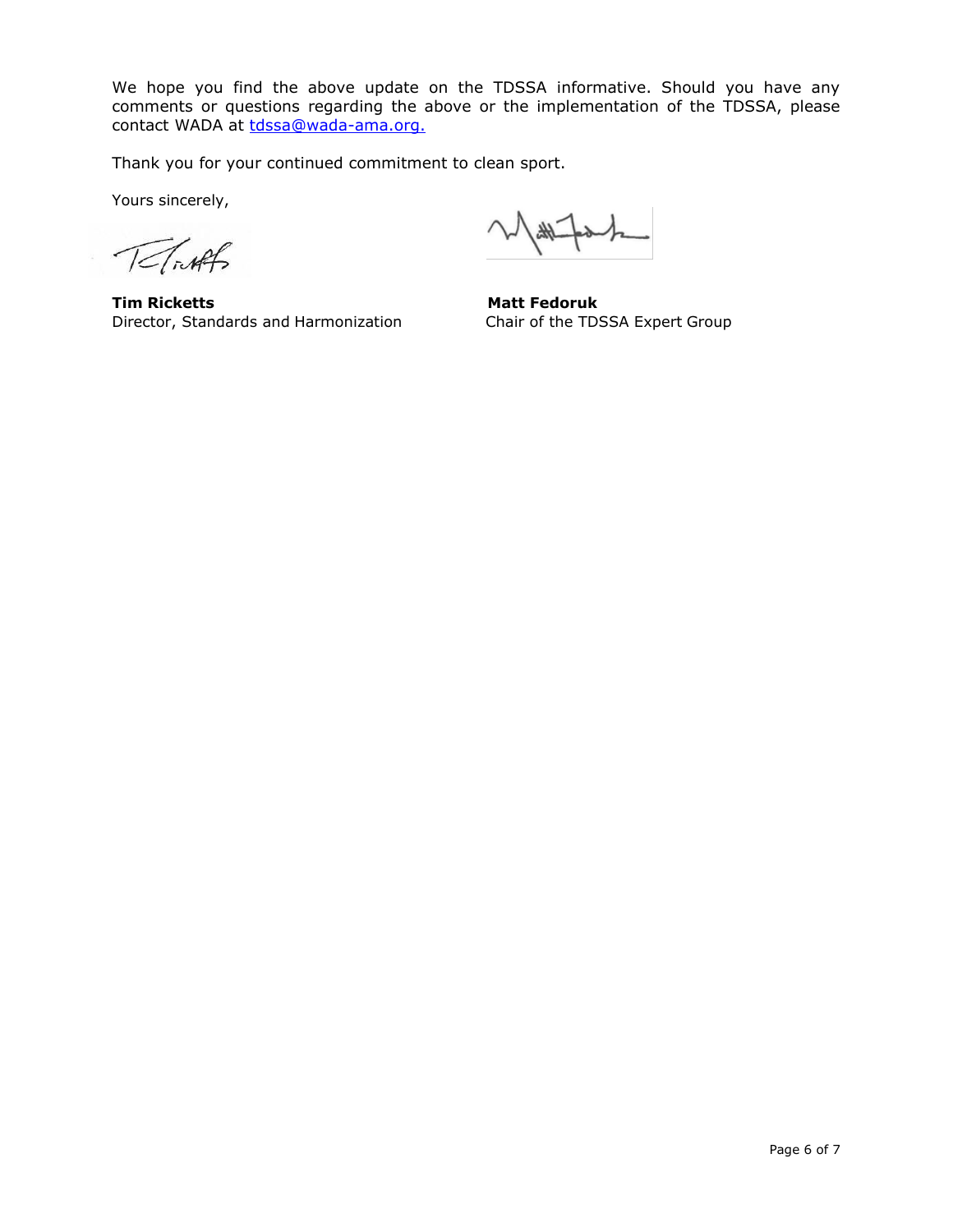We hope you find the above update on the TDSSA informative. Should you have any comments or questions regarding the above or the implementation of the TDSSA, please contact WADA at tdssa@wada-ama.org.

Thank you for your continued commitment to clean sport.

Yours sincerely,

**Tim Ricketts**
Director, Standards and Harmonization

**Matt Fedoruk**
Chair of the TDSSA Expert Group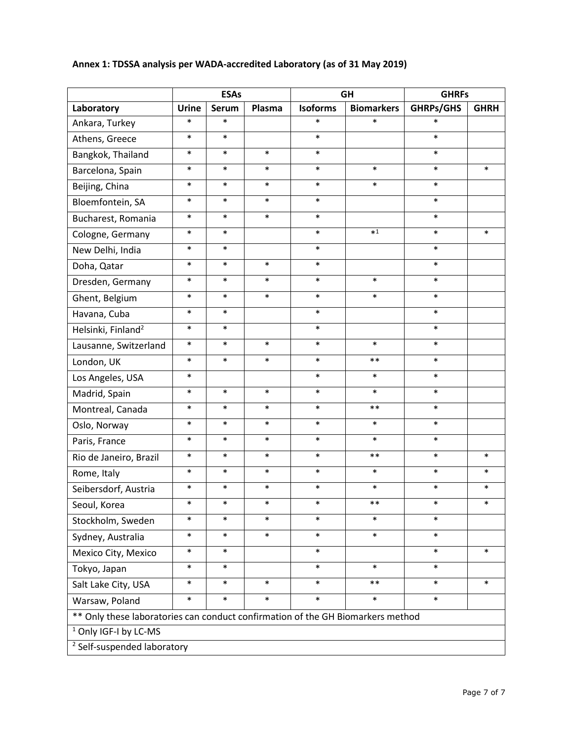**Annex 1: TDSSA analysis per WADA-accredited Laboratory (as of 31 May 2019)**

| | ESAs | | | GH | | GHRFs | |
|---|---|---|---|---|---|---|---|
| **Laboratory** | **Urine** | **Serum** | **Plasma** | **Isoforms** | **Biomarkers** | **GHRPs/GHS** | **GHRH** |
| Ankara, Turkey | * | * | | * | * | * | |
| Athens, Greece | * | * | | * | | * | |
| Bangkok, Thailand | * | * | * | * | | * | |
| Barcelona, Spain | * | * | * | * | * | * | * |
| Beijing, China | * | * | * | * | * | * | |
| Bloemfontein, SA | * | * | * | * | | * | |
| Bucharest, Romania | * | * | * | * | | * | |
| Cologne, Germany | * | * | | * | *[1] | * | * |
| New Delhi, India | * | * | | * | | * | |
| Doha, Qatar | * | * | * | * | | * | |
| Dresden, Germany | * | * | * | * | * | * | |
| Ghent, Belgium | * | * | * | * | * | * | |
| Havana, Cuba | * | * | | * | | * | |
| Helsinki, Finland[2] | * | * | | * | | * | |
| Lausanne, Switzerland | * | * | * | * | * | * | |
| London, UK | * | * | * | * | ** | * | |
| Los Angeles, USA | * | | | * | * | * | |
| Madrid, Spain | * | * | * | * | * | * | |
| Montreal, Canada | * | * | * | * | ** | * | |
| Oslo, Norway | * | * | * | * | * | * | |
| Paris, France | * | * | * | * | * | * | |
| Rio de Janeiro, Brazil | * | * | * | * | ** | * | * |
| Rome, Italy | * | * | * | * | * | * | * |
| Seibersdorf, Austria | * | * | * | * | * | * | * |
| Seoul, Korea | * | * | * | * | ** | * | * |
| Stockholm, Sweden | * | * | * | * | * | * | |
| Sydney, Australia | * | * | * | * | * | * | |
| Mexico City, Mexico | * | * | | * | | * | * |
| Tokyo, Japan | * | * | | * | * | * | |
| Salt Lake City, USA | * | * | * | * | ** | * | * |
| Warsaw, Poland | * | * | * | * | * | * | |
| ** Only these laboratories can conduct confirmation of the GH Biomarkers method | | | | | | | |
| [1] Only IGF-I by LC-MS | | | | | | | |
| [2] Self-suspended laboratory | | | | | | | |